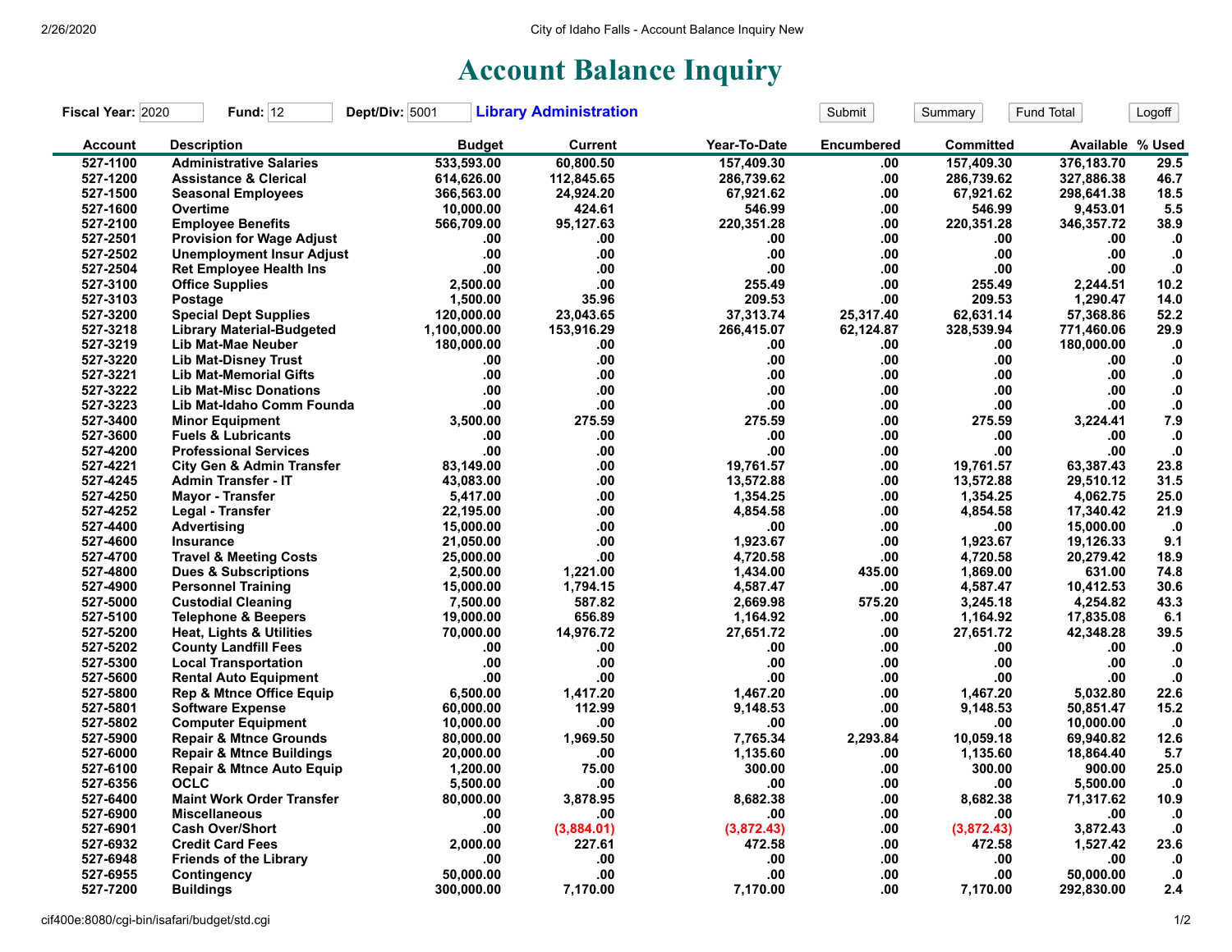# Account Balance Inquiry

**Fiscal Year:** 2020 **Fund:** 12 **Dept/Div:** 5001 **Library Administration**

| Account | Description | Budget | Current | Year-To-Date | Encumbered | Committed | Available | % Used |
|---|---|---|---|---|---|---|---|---|
| 527-1100 | Administrative Salaries | 533,593.00 | 60,800.50 | 157,409.30 | .00 | 157,409.30 | 376,183.70 | 29.5 |
| 527-1200 | Assistance & Clerical | 614,626.00 | 112,845.65 | 286,739.62 | .00 | 286,739.62 | 327,886.38 | 46.7 |
| 527-1500 | Seasonal Employees | 366,563.00 | 24,924.20 | 67,921.62 | .00 | 67,921.62 | 298,641.38 | 18.5 |
| 527-1600 | Overtime | 10,000.00 | 424.61 | 546.99 | .00 | 546.99 | 9,453.01 | 5.5 |
| 527-2100 | Employee Benefits | 566,709.00 | 95,127.63 | 220,351.28 | .00 | 220,351.28 | 346,357.72 | 38.9 |
| 527-2501 | Provision for Wage Adjust | .00 | .00 | .00 | .00 | .00 | .00 | .0 |
| 527-2502 | Unemployment Insur Adjust | .00 | .00 | .00 | .00 | .00 | .00 | .0 |
| 527-2504 | Ret Employee Health Ins | .00 | .00 | .00 | .00 | .00 | .00 | .0 |
| 527-3100 | Office Supplies | 2,500.00 | .00 | 255.49 | .00 | 255.49 | 2,244.51 | 10.2 |
| 527-3103 | Postage | 1,500.00 | 35.96 | 209.53 | .00 | 209.53 | 1,290.47 | 14.0 |
| 527-3200 | Special Dept Supplies | 120,000.00 | 23,043.65 | 37,313.74 | 25,317.40 | 62,631.14 | 57,368.86 | 52.2 |
| 527-3218 | Library Material-Budgeted | 1,100,000.00 | 153,916.29 | 266,415.07 | 62,124.87 | 328,539.94 | 771,460.06 | 29.9 |
| 527-3219 | Lib Mat-Mae Neuber | 180,000.00 | .00 | .00 | .00 | .00 | 180,000.00 | .0 |
| 527-3220 | Lib Mat-Disney Trust | .00 | .00 | .00 | .00 | .00 | .00 | .0 |
| 527-3221 | Lib Mat-Memorial Gifts | .00 | .00 | .00 | .00 | .00 | .00 | .0 |
| 527-3222 | Lib Mat-Misc Donations | .00 | .00 | .00 | .00 | .00 | .00 | .0 |
| 527-3223 | Lib Mat-Idaho Comm Founda | .00 | .00 | .00 | .00 | .00 | .00 | .0 |
| 527-3400 | Minor Equipment | 3,500.00 | 275.59 | 275.59 | .00 | 275.59 | 3,224.41 | 7.9 |
| 527-3600 | Fuels & Lubricants | .00 | .00 | .00 | .00 | .00 | .00 | .0 |
| 527-4200 | Professional Services | .00 | .00 | .00 | .00 | .00 | .00 | .0 |
| 527-4221 | City Gen & Admin Transfer | 83,149.00 | .00 | 19,761.57 | .00 | 19,761.57 | 63,387.43 | 23.8 |
| 527-4245 | Admin Transfer - IT | 43,083.00 | .00 | 13,572.88 | .00 | 13,572.88 | 29,510.12 | 31.5 |
| 527-4250 | Mayor - Transfer | 5,417.00 | .00 | 1,354.25 | .00 | 1,354.25 | 4,062.75 | 25.0 |
| 527-4252 | Legal - Transfer | 22,195.00 | .00 | 4,854.58 | .00 | 4,854.58 | 17,340.42 | 21.9 |
| 527-4400 | Advertising | 15,000.00 | .00 | .00 | .00 | .00 | 15,000.00 | .0 |
| 527-4600 | Insurance | 21,050.00 | .00 | 1,923.67 | .00 | 1,923.67 | 19,126.33 | 9.1 |
| 527-4700 | Travel & Meeting Costs | 25,000.00 | .00 | 4,720.58 | .00 | 4,720.58 | 20,279.42 | 18.9 |
| 527-4800 | Dues & Subscriptions | 2,500.00 | 1,221.00 | 1,434.00 | 435.00 | 1,869.00 | 631.00 | 74.8 |
| 527-4900 | Personnel Training | 15,000.00 | 1,794.15 | 4,587.47 | .00 | 4,587.47 | 10,412.53 | 30.6 |
| 527-5000 | Custodial Cleaning | 7,500.00 | 587.82 | 2,669.98 | 575.20 | 3,245.18 | 4,254.82 | 43.3 |
| 527-5100 | Telephone & Beepers | 19,000.00 | 656.89 | 1,164.92 | .00 | 1,164.92 | 17,835.08 | 6.1 |
| 527-5200 | Heat, Lights & Utilities | 70,000.00 | 14,976.72 | 27,651.72 | .00 | 27,651.72 | 42,348.28 | 39.5 |
| 527-5202 | County Landfill Fees | .00 | .00 | .00 | .00 | .00 | .00 | .0 |
| 527-5300 | Local Transportation | .00 | .00 | .00 | .00 | .00 | .00 | .0 |
| 527-5600 | Rental Auto Equipment | .00 | .00 | .00 | .00 | .00 | .00 | .0 |
| 527-5800 | Rep & Mtnce Office Equip | 6,500.00 | 1,417.20 | 1,467.20 | .00 | 1,467.20 | 5,032.80 | 22.6 |
| 527-5801 | Software Expense | 60,000.00 | 112.99 | 9,148.53 | .00 | 9,148.53 | 50,851.47 | 15.2 |
| 527-5802 | Computer Equipment | 10,000.00 | .00 | .00 | .00 | .00 | 10,000.00 | .0 |
| 527-5900 | Repair & Mtnce Grounds | 80,000.00 | 1,969.50 | 7,765.34 | 2,293.84 | 10,059.18 | 69,940.82 | 12.6 |
| 527-6000 | Repair & Mtnce Buildings | 20,000.00 | .00 | 1,135.60 | .00 | 1,135.60 | 18,864.40 | 5.7 |
| 527-6100 | Repair & Mtnce Auto Equip | 1,200.00 | 75.00 | 300.00 | .00 | 300.00 | 900.00 | 25.0 |
| 527-6356 | OCLC | 5,500.00 | .00 | .00 | .00 | .00 | 5,500.00 | .0 |
| 527-6400 | Maint Work Order Transfer | 80,000.00 | 3,878.95 | 8,682.38 | .00 | 8,682.38 | 71,317.62 | 10.9 |
| 527-6900 | Miscellaneous | .00 | .00 | .00 | .00 | .00 | .00 | .0 |
| 527-6901 | Cash Over/Short | .00 | (3,884.01) | (3,872.43) | .00 | (3,872.43) | 3,872.43 | .0 |
| 527-6932 | Credit Card Fees | 2,000.00 | 227.61 | 472.58 | .00 | 472.58 | 1,527.42 | 23.6 |
| 527-6948 | Friends of the Library | .00 | .00 | .00 | .00 | .00 | .00 | .0 |
| 527-6955 | Contingency | 50,000.00 | .00 | .00 | .00 | .00 | 50,000.00 | .0 |
| 527-7200 | Buildings | 300,000.00 | 7,170.00 | 7,170.00 | .00 | 7,170.00 | 292,830.00 | 2.4 |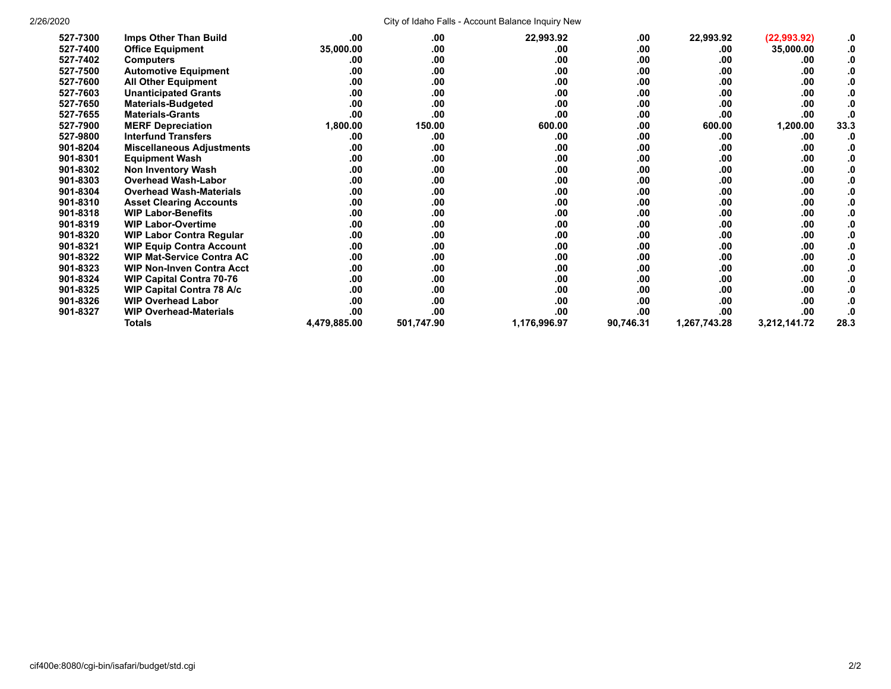| | | | | | | | | |
|---|---|---|---|---|---|---|---|---|
| 527-7300 | Imps Other Than Build | .00 | .00 | 22,993.92 | .00 | 22,993.92 | (22,993.92) | .0 |
| 527-7400 | Office Equipment | 35,000.00 | .00 | .00 | .00 | .00 | 35,000.00 | .0 |
| 527-7402 | Computers | .00 | .00 | .00 | .00 | .00 | .00 | .0 |
| 527-7500 | Automotive Equipment | .00 | .00 | .00 | .00 | .00 | .00 | .0 |
| 527-7600 | All Other Equipment | .00 | .00 | .00 | .00 | .00 | .00 | .0 |
| 527-7603 | Unanticipated Grants | .00 | .00 | .00 | .00 | .00 | .00 | .0 |
| 527-7650 | Materials-Budgeted | .00 | .00 | .00 | .00 | .00 | .00 | .0 |
| 527-7655 | Materials-Grants | .00 | .00 | .00 | .00 | .00 | .00 | .0 |
| 527-7900 | MERF Depreciation | 1,800.00 | 150.00 | 600.00 | .00 | 600.00 | 1,200.00 | 33.3 |
| 527-9800 | Interfund Transfers | .00 | .00 | .00 | .00 | .00 | .00 | .0 |
| 901-8204 | Miscellaneous Adjustments | .00 | .00 | .00 | .00 | .00 | .00 | .0 |
| 901-8301 | Equipment Wash | .00 | .00 | .00 | .00 | .00 | .00 | .0 |
| 901-8302 | Non Inventory Wash | .00 | .00 | .00 | .00 | .00 | .00 | .0 |
| 901-8303 | Overhead Wash-Labor | .00 | .00 | .00 | .00 | .00 | .00 | .0 |
| 901-8304 | Overhead Wash-Materials | .00 | .00 | .00 | .00 | .00 | .00 | .0 |
| 901-8310 | Asset Clearing Accounts | .00 | .00 | .00 | .00 | .00 | .00 | .0 |
| 901-8318 | WIP Labor-Benefits | .00 | .00 | .00 | .00 | .00 | .00 | .0 |
| 901-8319 | WIP Labor-Overtime | .00 | .00 | .00 | .00 | .00 | .00 | .0 |
| 901-8320 | WIP Labor Contra Regular | .00 | .00 | .00 | .00 | .00 | .00 | .0 |
| 901-8321 | WIP Equip Contra Account | .00 | .00 | .00 | .00 | .00 | .00 | .0 |
| 901-8322 | WIP Mat-Service Contra AC | .00 | .00 | .00 | .00 | .00 | .00 | .0 |
| 901-8323 | WIP Non-Inven Contra Acct | .00 | .00 | .00 | .00 | .00 | .00 | .0 |
| 901-8324 | WIP Capital Contra 70-76 | .00 | .00 | .00 | .00 | .00 | .00 | .0 |
| 901-8325 | WIP Capital Contra 78 A/c | .00 | .00 | .00 | .00 | .00 | .00 | .0 |
| 901-8326 | WIP Overhead Labor | .00 | .00 | .00 | .00 | .00 | .00 | .0 |
| 901-8327 | WIP Overhead-Materials | .00 | .00 | .00 | .00 | .00 | .00 | .0 |
| | Totals | 4,479,885.00 | 501,747.90 | 1,176,996.97 | 90,746.31 | 1,267,743.28 | 3,212,141.72 | 28.3 |